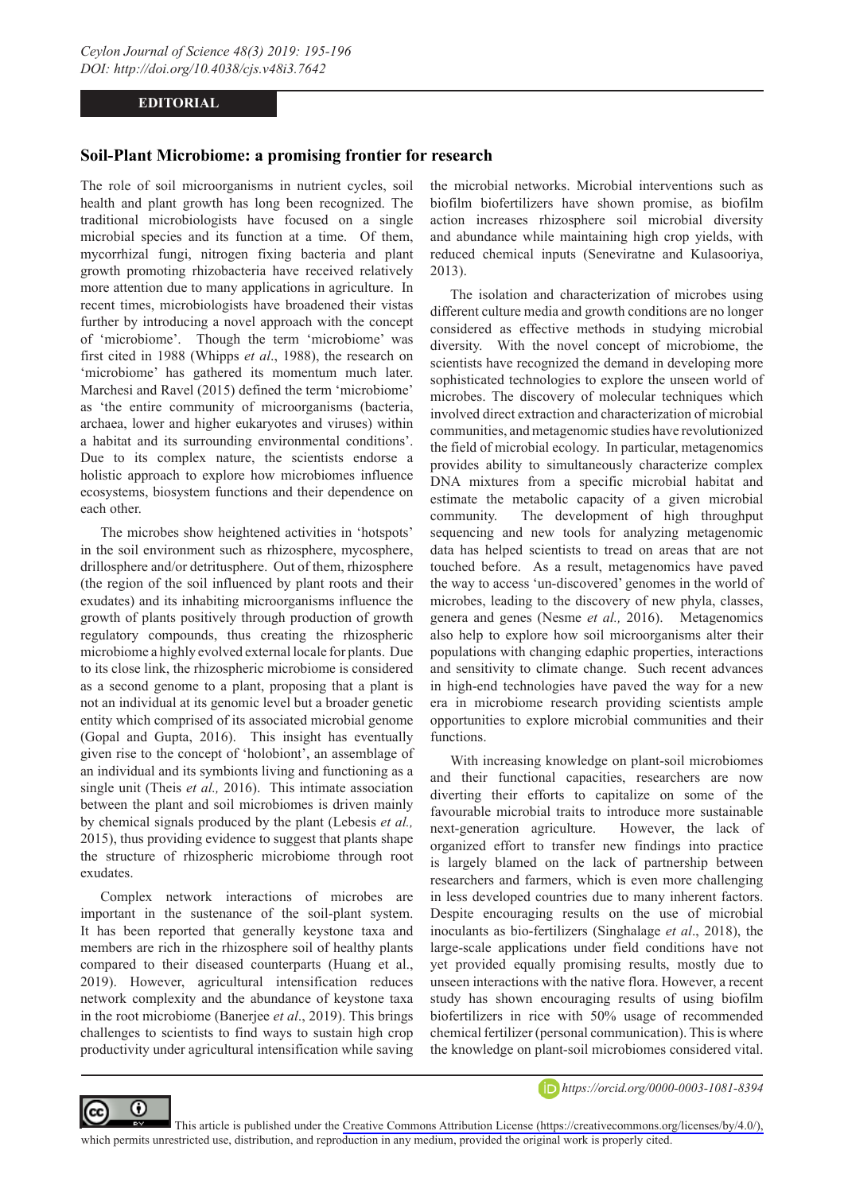**EDITORIAL**

## Soil-Plant Microbiome: a promising frontier for research

The role of soil microorganisms in nutrient cycles, soil health and plant growth has long been recognized. The traditional microbiologists have focused on a single microbial species and its function at a time. Of them, mycorrhizal fungi, nitrogen fixing bacteria and plant growth promoting rhizobacteria have received relatively more attention due to many applications in agriculture. In recent times, microbiologists have broadened their vistas further by introducing a novel approach with the concept of 'microbiome'. Though the term 'microbiome' was first cited in 1988 (Whipps *et al*., 1988), the research on 'microbiome' has gathered its momentum much later. Marchesi and Ravel (2015) defined the term 'microbiome' as 'the entire community of microorganisms (bacteria, archaea, lower and higher eukaryotes and viruses) within a habitat and its surrounding environmental conditions'. Due to its complex nature, the scientists endorse a holistic approach to explore how microbiomes influence ecosystems, biosystem functions and their dependence on each other.

The microbes show heightened activities in 'hotspots' in the soil environment such as rhizosphere, mycosphere, drillosphere and/or detritusphere. Out of them, rhizosphere (the region of the soil influenced by plant roots and their exudates) and its inhabiting microorganisms influence the growth of plants positively through production of growth regulatory compounds, thus creating the rhizospheric microbiome a highly evolved external locale for plants. Due to its close link, the rhizospheric microbiome is considered as a second genome to a plant, proposing that a plant is not an individual at its genomic level but a broader genetic entity which comprised of its associated microbial genome (Gopal and Gupta, 2016). This insight has eventually given rise to the concept of 'holobiont', an assemblage of an individual and its symbionts living and functioning as a single unit (Theis *et al.,* 2016). This intimate association between the plant and soil microbiomes is driven mainly by chemical signals produced by the plant (Lebesis *et al.,* 2015), thus providing evidence to suggest that plants shape the structure of rhizospheric microbiome through root exudates.

Complex network interactions of microbes are important in the sustenance of the soil-plant system. It has been reported that generally keystone taxa and members are rich in the rhizosphere soil of healthy plants compared to their diseased counterparts (Huang et al., 2019). However, agricultural intensification reduces network complexity and the abundance of keystone taxa in the root microbiome (Banerjee *et al*., 2019). This brings challenges to scientists to find ways to sustain high crop productivity under agricultural intensification while saving the microbial networks. Microbial interventions such as biofilm biofertilizers have shown promise, as biofilm action increases rhizosphere soil microbial diversity and abundance while maintaining high crop yields, with reduced chemical inputs (Seneviratne and Kulasooriya, 2013).

The isolation and characterization of microbes using different culture media and growth conditions are no longer considered as effective methods in studying microbial diversity. With the novel concept of microbiome, the scientists have recognized the demand in developing more sophisticated technologies to explore the unseen world of microbes. The discovery of molecular techniques which involved direct extraction and characterization of microbial communities, and metagenomic studies have revolutionized the field of microbial ecology. In particular, metagenomics provides ability to simultaneously characterize complex DNA mixtures from a specific microbial habitat and estimate the metabolic capacity of a given microbial community. The development of high throughput sequencing and new tools for analyzing metagenomic data has helped scientists to tread on areas that are not touched before. As a result, metagenomics have paved the way to access 'un-discovered' genomes in the world of microbes, leading to the discovery of new phyla, classes, genera and genes (Nesme *et al.,* 2016). Metagenomics also help to explore how soil microorganisms alter their populations with changing edaphic properties, interactions and sensitivity to climate change. Such recent advances in high-end technologies have paved the way for a new era in microbiome research providing scientists ample opportunities to explore microbial communities and their functions.

With increasing knowledge on plant-soil microbiomes and their functional capacities, researchers are now diverting their efforts to capitalize on some of the favourable microbial traits to introduce more sustainable next-generation agriculture. However, the lack of organized effort to transfer new findings into practice is largely blamed on the lack of partnership between researchers and farmers, which is even more challenging in less developed countries due to many inherent factors. Despite encouraging results on the use of microbial inoculants as bio-fertilizers (Singhalage *et al*., 2018), the large-scale applications under field conditions have not yet provided equally promising results, mostly due to unseen interactions with the native flora. However, a recent study has shown encouraging results of using biofilm biofertilizers in rice with 50% usage of recommended chemical fertilizer (personal communication). This is where the knowledge on plant-soil microbiomes considered vital.

*https://orcid.org/0000-0003-1081-8394*

This article is published under the Creative Commons Attribution License (https://creativecommons.org/licenses/by/4.0/), which permits unrestricted use, distribution, and reproduction in any medium, provided the original work is properly cited.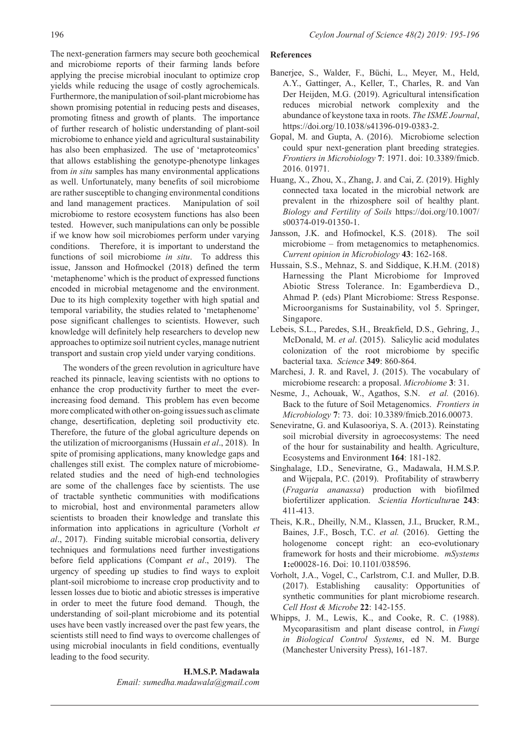The next-generation farmers may secure both geochemical and microbiome reports of their farming lands before applying the precise microbial inoculant to optimize crop yields while reducing the usage of costly agrochemicals. Furthermore, the manipulation of soil-plant microbiome has shown promising potential in reducing pests and diseases, promoting fitness and growth of plants. The importance of further research of holistic understanding of plant-soil microbiome to enhance yield and agricultural sustainability has also been emphasized. The use of 'metaproteomics' that allows establishing the genotype-phenotype linkages from *in situ* samples has many environmental applications as well. Unfortunately, many benefits of soil microbiome are rather susceptible to changing environmental conditions and land management practices. Manipulation of soil microbiome to restore ecosystem functions has also been tested. However, such manipulations can only be possible if we know how soil microbiomes perform under varying conditions. Therefore, it is important to understand the functions of soil microbiome *in situ*. To address this issue, Jansson and Hofmockel (2018) defined the term 'metaphenome' which is the product of expressed functions encoded in microbial metagenome and the environment. Due to its high complexity together with high spatial and temporal variability, the studies related to 'metaphenome' pose significant challenges to scientists. However, such knowledge will definitely help researchers to develop new approaches to optimize soil nutrient cycles, manage nutrient transport and sustain crop yield under varying conditions.

The wonders of the green revolution in agriculture have reached its pinnacle, leaving scientists with no options to enhance the crop productivity further to meet the ever-increasing food demand. This problem has even become more complicated with other on-going issues such as climate change, desertification, depleting soil productivity etc. Therefore, the future of the global agriculture depends on the utilization of microorganisms (Hussain *et al*., 2018). In spite of promising applications, many knowledge gaps and challenges still exist. The complex nature of microbiome-related studies and the need of high-end technologies are some of the challenges face by scientists. The use of tractable synthetic communities with modifications to microbial, host and environmental parameters allow scientists to broaden their knowledge and translate this information into applications in agriculture (Vorholt *et al*., 2017). Finding suitable microbial consortia, delivery techniques and formulations need further investigations before field applications (Compant *et al*., 2019). The urgency of speeding up studies to find ways to exploit plant-soil microbiome to increase crop productivity and to lessen losses due to biotic and abiotic stresses is imperative in order to meet the future food demand. Though, the understanding of soil-plant microbiome and its potential uses have been vastly increased over the past few years, the scientists still need to find ways to overcome challenges of using microbial inoculants in field conditions, eventually leading to the food security.

**H.M.S.P. Madawala**
*Email: sumedha.madawala@gmail.com*

## References

Banerjee, S., Walder, F., Büchi, L., Meyer, M., Held, A.Y., Gattinger, A., Keller, T., Charles, R. and Van Der Heijden, M.G. (2019). Agricultural intensification reduces microbial network complexity and the abundance of keystone taxa in roots. *The ISME Journal*, https://doi.org/10.1038/s41396-019-0383-2.

Gopal, M. and Gupta, A. (2016). Microbiome selection could spur next-generation plant breeding strategies. *Frontiers in Microbiology* **7**: 1971. doi: 10.3389/fmicb.2016. 01971.

Huang, X., Zhou, X., Zhang, J. and Cai, Z. (2019). Highly connected taxa located in the microbial network are prevalent in the rhizosphere soil of healthy plant. *Biology and Fertility of Soils* https://doi.org/10.1007/s00374-019-01350-1.

Jansson, J.K. and Hofmockel, K.S. (2018). The soil microbiome – from metagenomics to metaphenomics. *Current opinion in Microbiology* **43**: 162-168.

Hussain, S.S., Mehnaz, S. and Siddique, K.H.M. (2018) Harnessing the Plant Microbiome for Improved Abiotic Stress Tolerance. In: Egamberdieva D., Ahmad P. (eds) Plant Microbiome: Stress Response. Microorganisms for Sustainability, vol 5. Springer, Singapore.

Lebeis, S.L., Paredes, S.H., Breakfield, D.S., Gehring, J., McDonald, M. *et al*. (2015). Salicylic acid modulates colonization of the root microbiome by specific bacterial taxa. *Science* **349**: 860-864.

Marchesi, J. R. and Ravel, J. (2015). The vocabulary of microbiome research: a proposal. *Microbiome* **3**: 31.

Nesme, J., Achouak, W., Agathos, S.N. *et al.* (2016). Back to the future of Soil Metagenomics. *Frontiers in Microbiology* **7**: 73. doi: 10.3389/fmicb.2016.00073.

Seneviratne, G. and Kulasooriya, S. A. (2013). Reinstating soil microbial diversity in agroecosystems: The need of the hour for sustainability and health. Agriculture, Ecosystems and Environment **164**: 181-182.

Singhalage, I.D., Seneviratne, G., Madawala, H.M.S.P. and Wijepala, P.C. (2019). Profitability of strawberry (*Fragaria ananassa*) production with biofilmed biofertilizer application. *Scientia Horticultur*ae **243**: 411-413.

Theis, K.R., Dheilly, N.M., Klassen, J.I., Brucker, R.M., Baines, J.F., Bosch, T.C. *et al.* (2016). Getting the hologenome concept right: an eco-evolutionary framework for hosts and their microbiome. *mSystems* **1:**e00028-16. Doi: 10.1101/038596.

Vorholt, J.A., Vogel, C., Carlstrom, C.I. and Muller, D.B. (2017). Establishing causality: Opportunities of synthetic communities for plant microbiome research. *Cell Host & Microbe* **22**: 142-155.

Whipps, J. M., Lewis, K., and Cooke, R. C. (1988). Mycoparasitism and plant disease control, in *Fungi in Biological Control Systems*, ed N. M. Burge (Manchester University Press), 161-187.